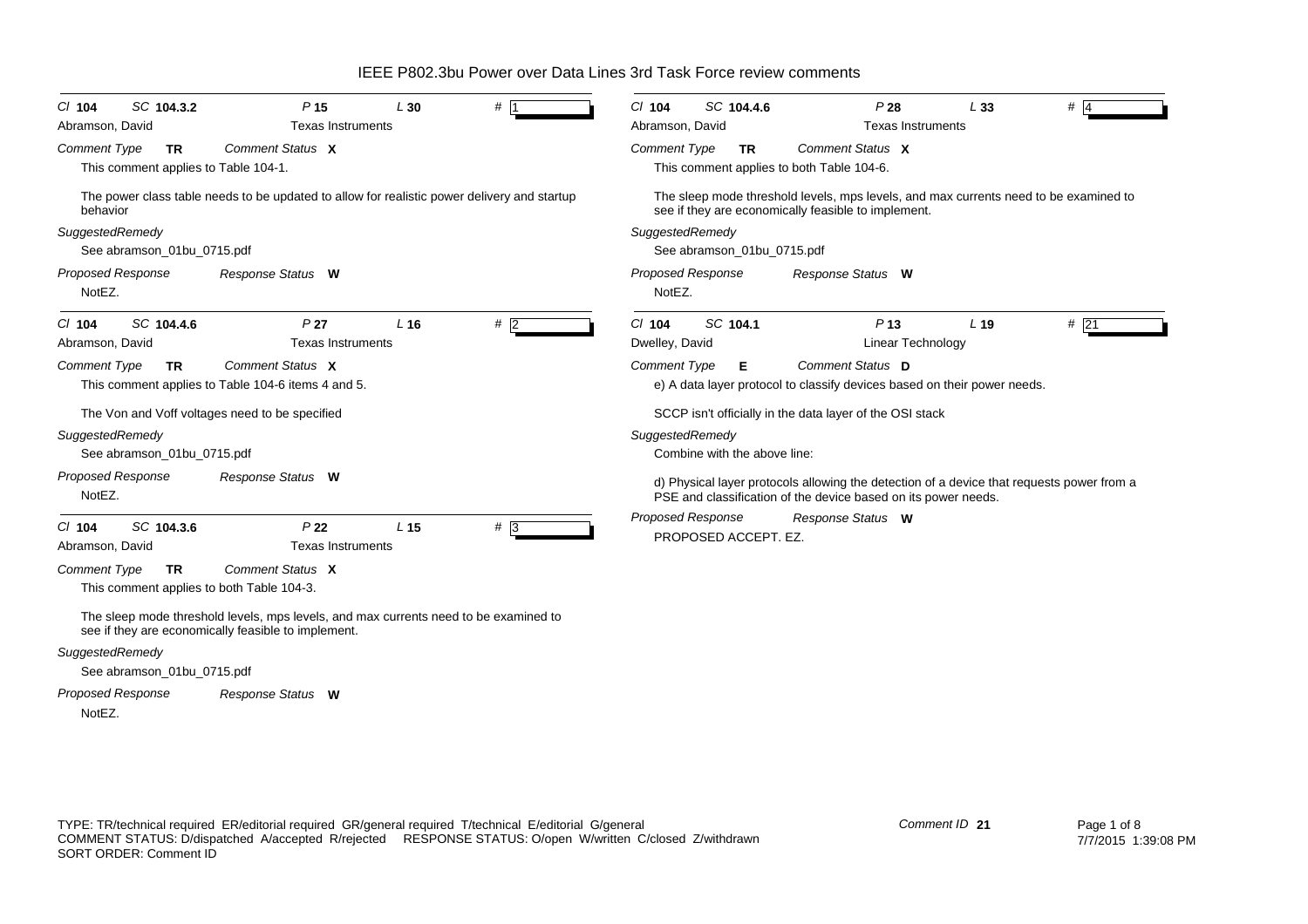# IEEE P802.3bu Power over Data Lines 3rd Task Force review comments

**Cl** 104 **SC** 104.3.2 **P** 15 **L** 30 **#** 1

Abramson, David — Texas Instruments

*Comment Type* **TR** *Comment Status* **X**

This comment applies to Table 104-1.

The power class table needs to be updated to allow for realistic power delivery and startup behavior

*SuggestedRemedy*

See abramson_01bu_0715.pdf

*Proposed Response* *Response Status* **W**

NotEZ.

---

**Cl** 104 **SC** 104.4.6 **P** 27 **L** 16 **#** 2

Abramson, David — Texas Instruments

*Comment Type* **TR** *Comment Status* **X**

This comment applies to Table 104-6 items 4 and 5.

The Von and Voff voltages need to be specified

*SuggestedRemedy*

See abramson_01bu_0715.pdf

*Proposed Response* *Response Status* **W**

NotEZ.

---

**Cl** 104 **SC** 104.3.6 **P** 22 **L** 15 **#** 3

Abramson, David — Texas Instruments

*Comment Type* **TR** *Comment Status* **X**

This comment applies to both Table 104-3.

The sleep mode threshold levels, mps levels, and max currents need to be examined to see if they are economically feasible to implement.

*SuggestedRemedy*

See abramson_01bu_0715.pdf

*Proposed Response* *Response Status* **W**

NotEZ.

---

**Cl** 104 **SC** 104.4.6 **P** 28 **L** 33 **#** 4

Abramson, David — Texas Instruments

*Comment Type* **TR** *Comment Status* **X**

This comment applies to both Table 104-6.

The sleep mode threshold levels, mps levels, and max currents need to be examined to see if they are economically feasible to implement.

*SuggestedRemedy*

See abramson_01bu_0715.pdf

*Proposed Response* *Response Status* **W**

NotEZ.

---

**Cl** 104 **SC** 104.1 **P** 13 **L** 19 **#** 21

Dwelley, David — Linear Technology

*Comment Type* **E** *Comment Status* **D**

e) A data layer protocol to classify devices based on their power needs.

SCCP isn't officially in the data layer of the OSI stack

*SuggestedRemedy*

Combine with the above line:

d) Physical layer protocols allowing the detection of a device that requests power from a PSE and classification of the device based on its power needs.

*Proposed Response* *Response Status* **W**

PROPOSED ACCEPT. EZ.

---

TYPE: TR/technical required ER/editorial required GR/general required T/technical E/editorial G/general
COMMENT STATUS: D/dispatched A/accepted R/rejected RESPONSE STATUS: O/open W/written C/closed Z/withdrawn
SORT ORDER: Comment ID

Comment ID **21**

7/7/2015 1:39:08 PM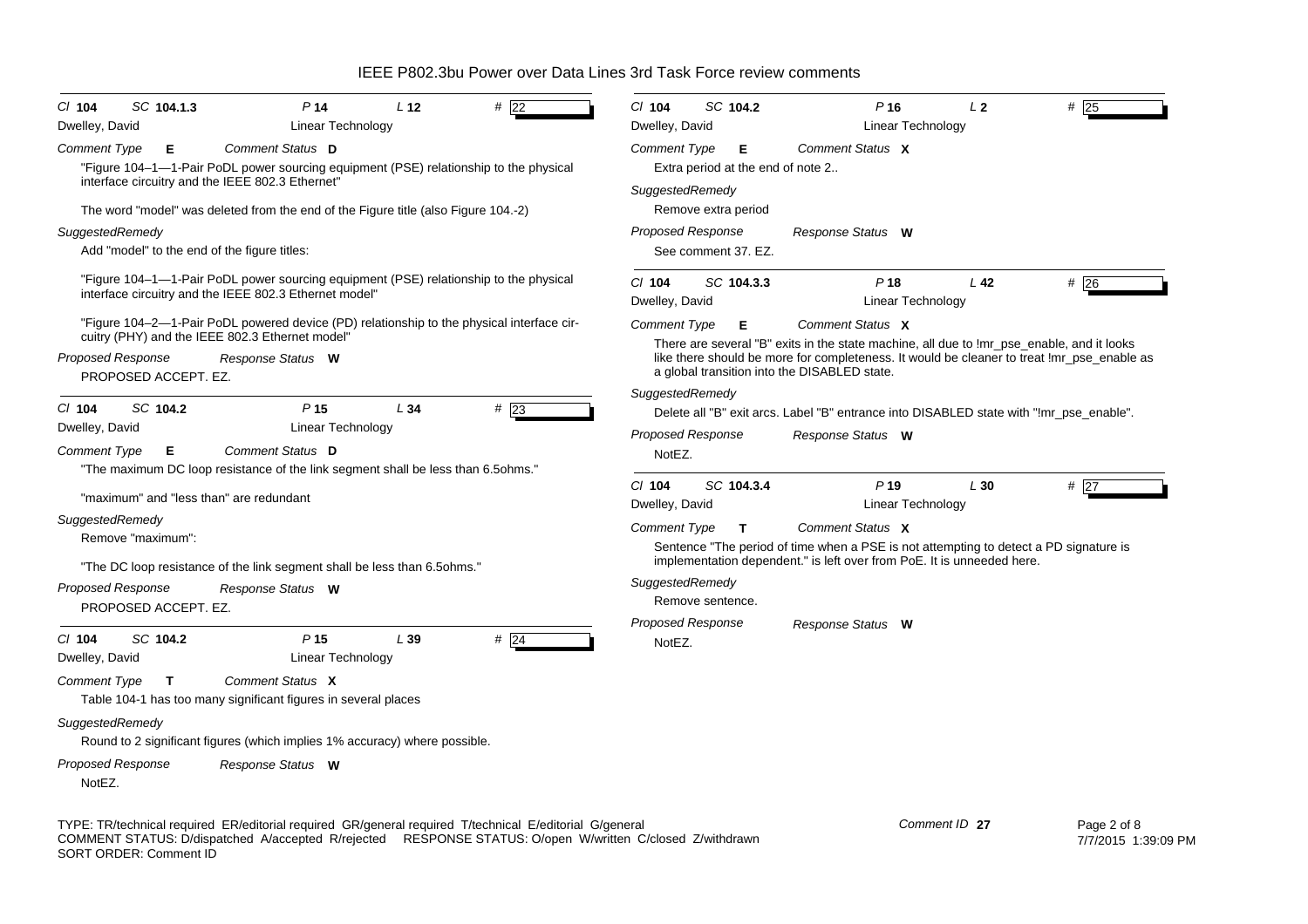# IEEE P802.3bu Power over Data Lines 3rd Task Force review comments

---

**Cl** 104 **SC** 104.1.3 **P** 14 **L** 12 **#** 22

Dwelley, David — Linear Technology

*Comment Type* **E** *Comment Status* **D**

"Figure 104–1—1-Pair PoDL power sourcing equipment (PSE) relationship to the physical interface circuitry and the IEEE 802.3 Ethernet"

The word "model" was deleted from the end of the Figure title (also Figure 104.-2)

*SuggestedRemedy*

Add "model" to the end of the figure titles:

"Figure 104–1—1-Pair PoDL power sourcing equipment (PSE) relationship to the physical interface circuitry and the IEEE 802.3 Ethernet model"

"Figure 104–2—1-Pair PoDL powered device (PD) relationship to the physical interface circuitry (PHY) and the IEEE 802.3 Ethernet model"

*Proposed Response* *Response Status* **W**

PROPOSED ACCEPT. EZ.

---

**Cl** 104 **SC** 104.2 **P** 15 **L** 34 **#** 23

Dwelley, David — Linear Technology

*Comment Type* **E** *Comment Status* **D**

"The maximum DC loop resistance of the link segment shall be less than 6.5ohms."

"maximum" and "less than" are redundant

*SuggestedRemedy*

Remove "maximum":

"The DC loop resistance of the link segment shall be less than 6.5ohms."

*Proposed Response* *Response Status* **W**

PROPOSED ACCEPT. EZ.

---

**Cl** 104 **SC** 104.2 **P** 15 **L** 39 **#** 24

Dwelley, David — Linear Technology

*Comment Type* **T** *Comment Status* **X**

Table 104-1 has too many significant figures in several places

*SuggestedRemedy*

Round to 2 significant figures (which implies 1% accuracy) where possible.

*Proposed Response* *Response Status* **W**

NotEZ.

---

**Cl** 104 **SC** 104.2 **P** 16 **L** 2 **#** 25

Dwelley, David — Linear Technology

*Comment Type* **E** *Comment Status* **X**

Extra period at the end of note 2..

*SuggestedRemedy*

Remove extra period

*Proposed Response* *Response Status* **W**

See comment 37. EZ.

---

**Cl** 104 **SC** 104.3.3 **P** 18 **L** 42 **#** 26

Dwelley, David — Linear Technology

*Comment Type* **E** *Comment Status* **X**

There are several "B" exits in the state machine, all due to !mr_pse_enable, and it looks like there should be more for completeness. It would be cleaner to treat !mr_pse_enable as a global transition into the DISABLED state.

*SuggestedRemedy*

Delete all "B" exit arcs. Label "B" entrance into DISABLED state with "!mr_pse_enable".

*Proposed Response* *Response Status* **W**

NotEZ.

---

**Cl** 104 **SC** 104.3.4 **P** 19 **L** 30 **#** 27

Dwelley, David — Linear Technology

*Comment Type* **T** *Comment Status* **X**

Sentence "The period of time when a PSE is not attempting to detect a PD signature is implementation dependent." is left over from PoE. It is unneeded here.

*SuggestedRemedy*

Remove sentence.

*Proposed Response* *Response Status* **W**

NotEZ.

---

TYPE: TR/technical required ER/editorial required GR/general required T/technical E/editorial G/general
COMMENT STATUS: D/dispatched A/accepted R/rejected RESPONSE STATUS: O/open W/written C/closed Z/withdrawn
SORT ORDER: Comment ID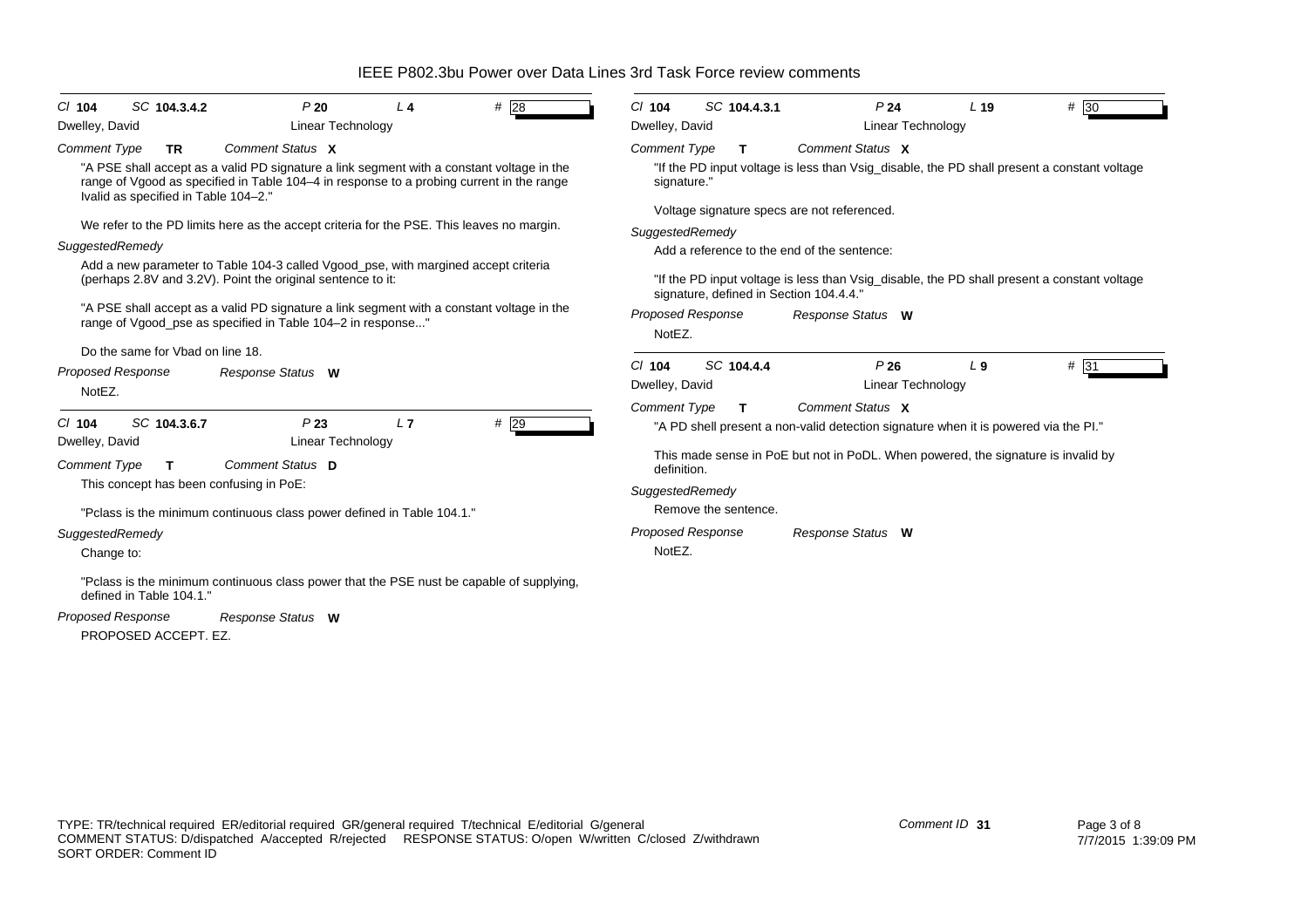**Cl** 104 **SC** 104.3.4.2 **P** 20 **L** 4 **#** 28

Dwelley, David — Linear Technology

*Comment Type* **TR** *Comment Status* **X**

"A PSE shall accept as a valid PD signature a link segment with a constant voltage in the range of Vgood as specified in Table 104–4 in response to a probing current in the range Ivalid as specified in Table 104–2."

We refer to the PD limits here as the accept criteria for the PSE. This leaves no margin.

*SuggestedRemedy*

Add a new parameter to Table 104-3 called Vgood_pse, with margined accept criteria (perhaps 2.8V and 3.2V). Point the original sentence to it:

"A PSE shall accept as a valid PD signature a link segment with a constant voltage in the range of Vgood_pse as specified in Table 104–2 in response..."

Do the same for Vbad on line 18.

*Proposed Response* *Response Status* **W**

NotEZ.

---

**Cl** 104 **SC** 104.3.6.7 **P** 23 **L** 7 **#** 29

Dwelley, David — Linear Technology

*Comment Type* **T** *Comment Status* **D**

This concept has been confusing in PoE:

"Pclass is the minimum continuous class power defined in Table 104.1."

*SuggestedRemedy*

Change to:

"Pclass is the minimum continuous class power that the PSE nust be capable of supplying, defined in Table 104.1."

*Proposed Response* *Response Status* **W**

PROPOSED ACCEPT. EZ.

---

**Cl** 104 **SC** 104.4.3.1 **P** 24 **L** 19 **#** 30

Dwelley, David — Linear Technology

*Comment Type* **T** *Comment Status* **X**

"If the PD input voltage is less than Vsig_disable, the PD shall present a constant voltage signature."

Voltage signature specs are not referenced.

*SuggestedRemedy*

Add a reference to the end of the sentence:

"If the PD input voltage is less than Vsig_disable, the PD shall present a constant voltage signature, defined in Section 104.4.4."

*Proposed Response* *Response Status* **W**

NotEZ.

---

**Cl** 104 **SC** 104.4.4 **P** 26 **L** 9 **#** 31

Dwelley, David — Linear Technology

*Comment Type* **T** *Comment Status* **X**

"A PD shell present a non-valid detection signature when it is powered via the PI."

This made sense in PoE but not in PoDL. When powered, the signature is invalid by definition.

*SuggestedRemedy*

Remove the sentence.

*Proposed Response* *Response Status* **W**

NotEZ.

---

TYPE: TR/technical required ER/editorial required GR/general required T/technical E/editorial G/general
COMMENT STATUS: D/dispatched A/accepted R/rejected RESPONSE STATUS: O/open W/written C/closed Z/withdrawn
SORT ORDER: Comment ID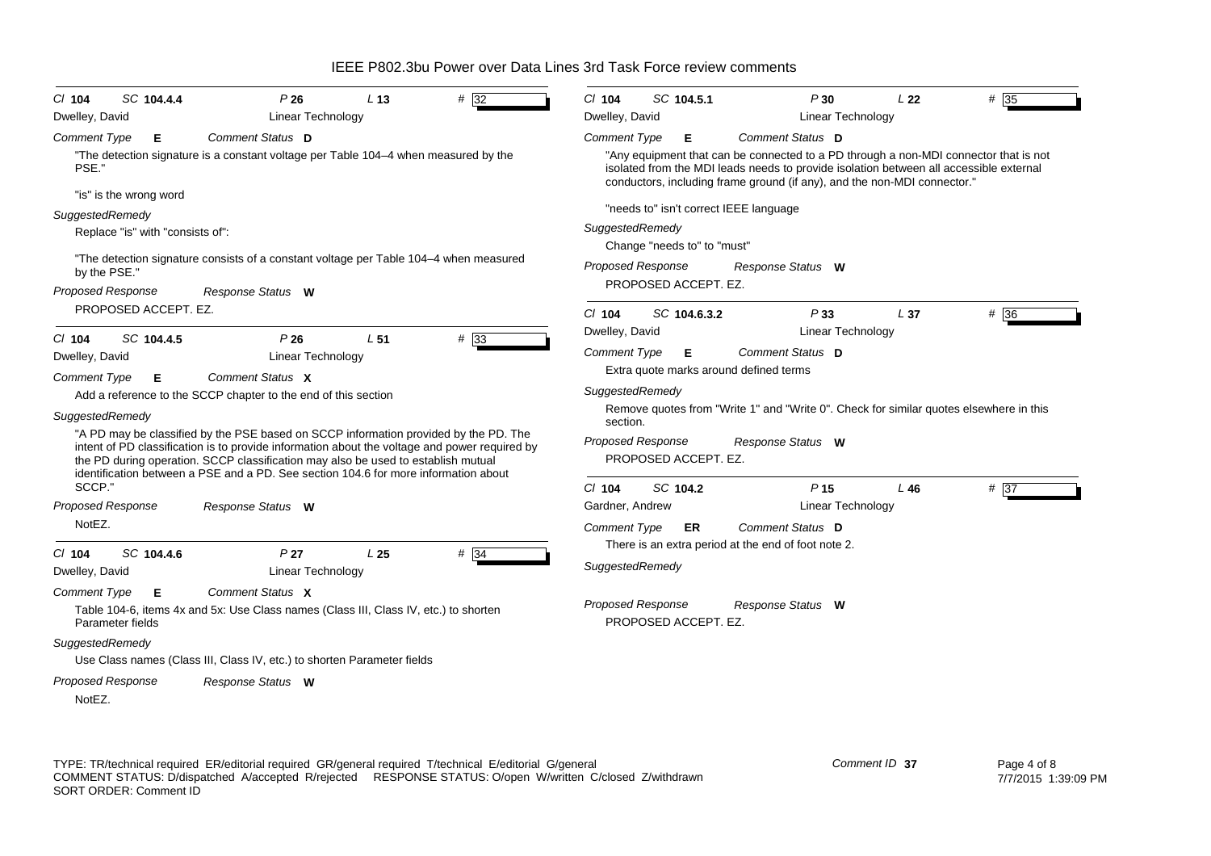# IEEE P802.3bu Power over Data Lines 3rd Task Force review comments

---

**Cl** 104 **SC** 104.4.4 **P** 26 **L** 13 **#** 32

Dwelley, David — Linear Technology

*Comment Type* **E** *Comment Status* **D**

"The detection signature is a constant voltage per Table 104–4 when measured by the PSE."

"is" is the wrong word

*SuggestedRemedy*

Replace "is" with "consists of":

"The detection signature consists of a constant voltage per Table 104–4 when measured by the PSE."

*Proposed Response* *Response Status* **W**

PROPOSED ACCEPT. EZ.

---

**Cl** 104 **SC** 104.4.5 **P** 26 **L** 51 **#** 33

Dwelley, David — Linear Technology

*Comment Type* **E** *Comment Status* **X**

Add a reference to the SCCP chapter to the end of this section

*SuggestedRemedy*

"A PD may be classified by the PSE based on SCCP information provided by the PD. The intent of PD classification is to provide information about the voltage and power required by the PD during operation. SCCP classification may also be used to establish mutual identification between a PSE and a PD. See section 104.6 for more information about SCCP."

*Proposed Response* *Response Status* **W**

NotEZ.

---

**Cl** 104 **SC** 104.4.6 **P** 27 **L** 25 **#** 34

Dwelley, David — Linear Technology

*Comment Type* **E** *Comment Status* **X**

Table 104-6, items 4x and 5x: Use Class names (Class III, Class IV, etc.) to shorten Parameter fields

*SuggestedRemedy*

Use Class names (Class III, Class IV, etc.) to shorten Parameter fields

*Proposed Response* *Response Status* **W**

NotEZ.

---

**Cl** 104 **SC** 104.5.1 **P** 30 **L** 22 **#** 35

Dwelley, David — Linear Technology

*Comment Type* **E** *Comment Status* **D**

"Any equipment that can be connected to a PD through a non-MDI connector that is not isolated from the MDI leads needs to provide isolation between all accessible external conductors, including frame ground (if any), and the non-MDI connector."

"needs to" isn't correct IEEE language

*SuggestedRemedy*

Change "needs to" to "must"

*Proposed Response* *Response Status* **W**

PROPOSED ACCEPT. EZ.

---

**Cl** 104 **SC** 104.6.3.2 **P** 33 **L** 37 **#** 36

Dwelley, David — Linear Technology

*Comment Type* **E** *Comment Status* **D**

Extra quote marks around defined terms

*SuggestedRemedy*

Remove quotes from "Write 1" and "Write 0". Check for similar quotes elsewhere in this section.

*Proposed Response* *Response Status* **W**

PROPOSED ACCEPT. EZ.

---

**Cl** 104 **SC** 104.2 **P** 15 **L** 46 **#** 37

Gardner, Andrew — Linear Technology

*Comment Type* **ER** *Comment Status* **D**

There is an extra period at the end of foot note 2.

*SuggestedRemedy*

*Proposed Response* *Response Status* **W**

PROPOSED ACCEPT. EZ.

---

TYPE: TR/technical required ER/editorial required GR/general required T/technical E/editorial G/general
COMMENT STATUS: D/dispatched A/accepted R/rejected RESPONSE STATUS: O/open W/written C/closed Z/withdrawn
SORT ORDER: Comment ID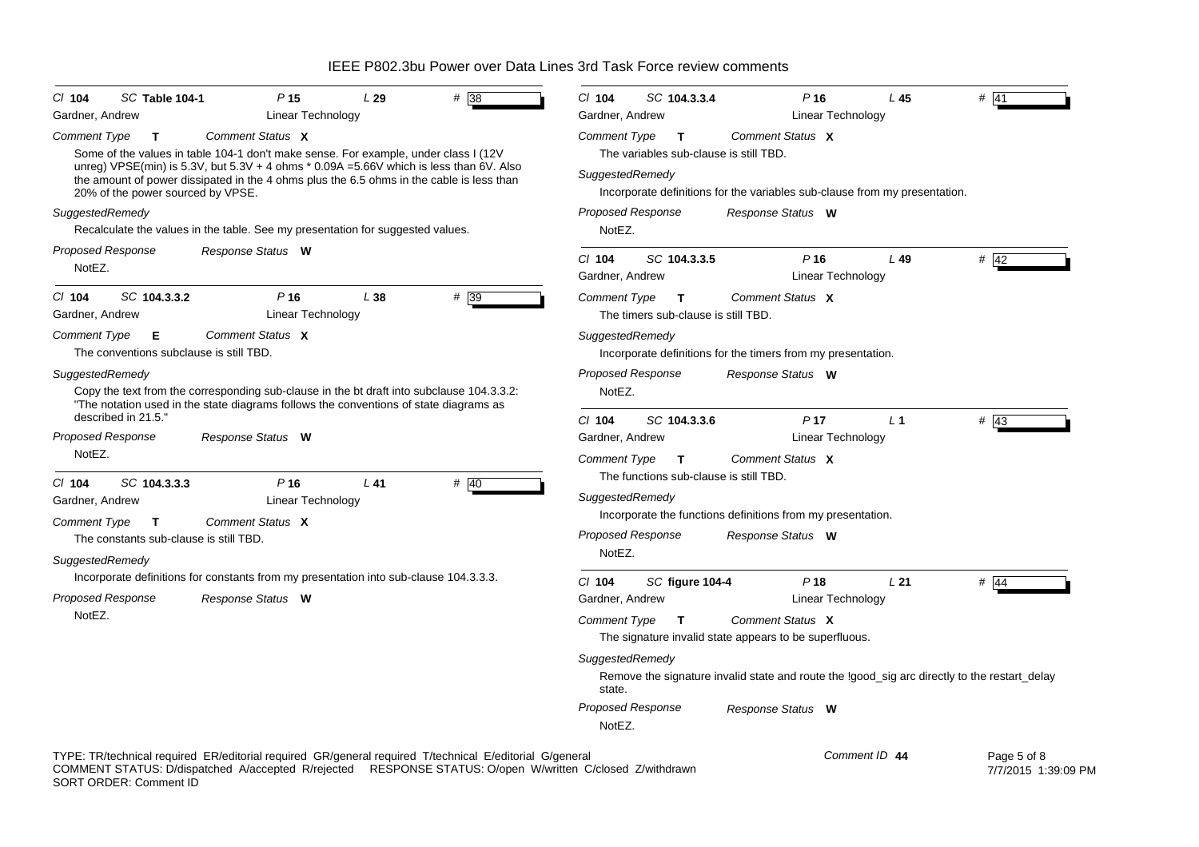# IEEE P802.3bu Power over Data Lines 3rd Task Force review comments

---

**Cl** 104 **SC** Table 104-1 **P** 15 **L** 29 **#** 38

Gardner, Andrew — Linear Technology

*Comment Type* **T** *Comment Status* **X**

Some of the values in table 104-1 don't make sense. For example, under class I (12V unreg) VPSE(min) is 5.3V, but 5.3V + 4 ohms * 0.09A =5.66V which is less than 6V. Also the amount of power dissipated in the 4 ohms plus the 6.5 ohms in the cable is less than 20% of the power sourced by VPSE.

*SuggestedRemedy*

Recalculate the values in the table. See my presentation for suggested values.

*Proposed Response* *Response Status* **W**

NotEZ.

---

**Cl** 104 **SC** 104.3.3.2 **P** 16 **L** 38 **#** 39

Gardner, Andrew — Linear Technology

*Comment Type* **E** *Comment Status* **X**

The conventions subclause is still TBD.

*SuggestedRemedy*

Copy the text from the corresponding sub-clause in the bt draft into subclause 104.3.3.2: "The notation used in the state diagrams follows the conventions of state diagrams as described in 21.5."

*Proposed Response* *Response Status* **W**

NotEZ.

---

**Cl** 104 **SC** 104.3.3.3 **P** 16 **L** 41 **#** 40

Gardner, Andrew — Linear Technology

*Comment Type* **T** *Comment Status* **X**

The constants sub-clause is still TBD.

*SuggestedRemedy*

Incorporate definitions for constants from my presentation into sub-clause 104.3.3.3.

*Proposed Response* *Response Status* **W**

NotEZ.

---

**Cl** 104 **SC** 104.3.3.4 **P** 16 **L** 45 **#** 41

Gardner, Andrew — Linear Technology

*Comment Type* **T** *Comment Status* **X**

The variables sub-clause is still TBD.

*SuggestedRemedy*

Incorporate definitions for the variables sub-clause from my presentation.

*Proposed Response* *Response Status* **W**

NotEZ.

---

**Cl** 104 **SC** 104.3.3.5 **P** 16 **L** 49 **#** 42

Gardner, Andrew — Linear Technology

*Comment Type* **T** *Comment Status* **X**

The timers sub-clause is still TBD.

*SuggestedRemedy*

Incorporate definitions for the timers from my presentation.

*Proposed Response* *Response Status* **W**

NotEZ.

---

**Cl** 104 **SC** 104.3.3.6 **P** 17 **L** 1 **#** 43

Gardner, Andrew — Linear Technology

*Comment Type* **T** *Comment Status* **X**

The functions sub-clause is still TBD.

*SuggestedRemedy*

Incorporate the functions definitions from my presentation.

*Proposed Response* *Response Status* **W**

NotEZ.

---

**Cl** 104 **SC** figure 104-4 **P** 18 **L** 21 **#** 44

Gardner, Andrew — Linear Technology

*Comment Type* **T** *Comment Status* **X**

The signature invalid state appears to be superfluous.

*SuggestedRemedy*

Remove the signature invalid state and route the !good_sig arc directly to the restart_delay state.

*Proposed Response* *Response Status* **W**

NotEZ.

---

TYPE: TR/technical required ER/editorial required GR/general required T/technical E/editorial G/general
COMMENT STATUS: D/dispatched A/accepted R/rejected RESPONSE STATUS: O/open W/written C/closed Z/withdrawn
SORT ORDER: Comment ID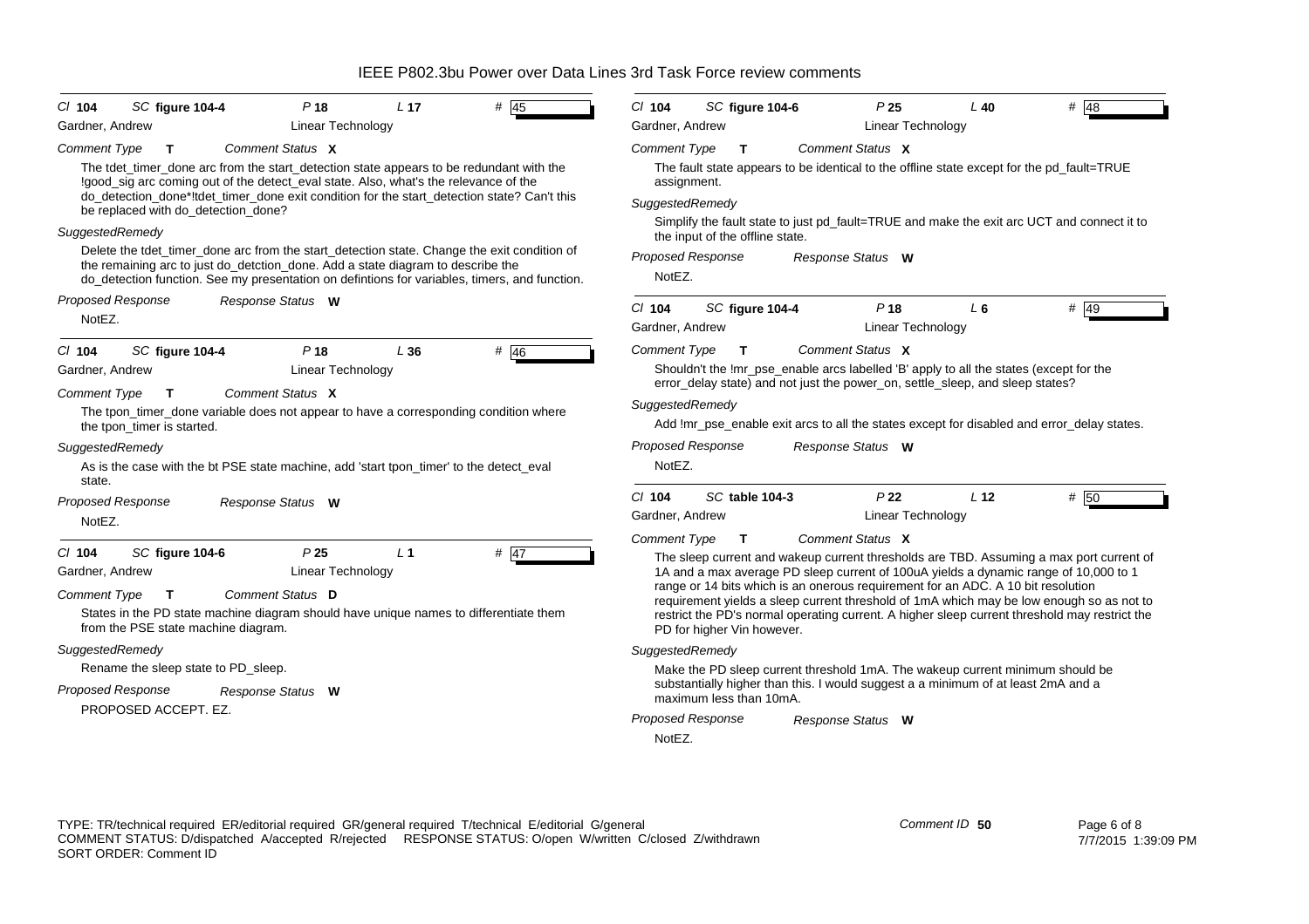IEEE P802.3bu Power over Data Lines 3rd Task Force review comments

**Cl** 104 **SC** figure 104-4 **P** 18 **L** 17 **#** 45

Gardner, Andrew — Linear Technology

*Comment Type* **T** *Comment Status* **X**

The tdet_timer_done arc from the start_detection state appears to be redundant with the !good_sig arc coming out of the detect_eval state. Also, what's the relevance of the do_detection_done*!tdet_timer_done exit condition for the start_detection state? Can't this be replaced with do_detection_done?

*SuggestedRemedy*

Delete the tdet_timer_done arc from the start_detection state. Change the exit condition of the remaining arc to just do_detction_done. Add a state diagram to describe the do_detection function. See my presentation on defintions for variables, timers, and function.

*Proposed Response* *Response Status* **W**

NotEZ.

---

**Cl** 104 **SC** figure 104-4 **P** 18 **L** 36 **#** 46

Gardner, Andrew — Linear Technology

*Comment Type* **T** *Comment Status* **X**

The tpon_timer_done variable does not appear to have a corresponding condition where the tpon_timer is started.

*SuggestedRemedy*

As is the case with the bt PSE state machine, add 'start tpon_timer' to the detect_eval state.

*Proposed Response* *Response Status* **W**

NotEZ.

---

**Cl** 104 **SC** figure 104-6 **P** 25 **L** 1 **#** 47

Gardner, Andrew — Linear Technology

*Comment Type* **T** *Comment Status* **D**

States in the PD state machine diagram should have unique names to differentiate them from the PSE state machine diagram.

*SuggestedRemedy*

Rename the sleep state to PD_sleep.

*Proposed Response* *Response Status* **W**

PROPOSED ACCEPT. EZ.

---

**Cl** 104 **SC** figure 104-6 **P** 25 **L** 40 **#** 48

Gardner, Andrew — Linear Technology

*Comment Type* **T** *Comment Status* **X**

The fault state appears to be identical to the offline state except for the pd_fault=TRUE assignment.

*SuggestedRemedy*

Simplify the fault state to just pd_fault=TRUE and make the exit arc UCT and connect it to the input of the offline state.

*Proposed Response* *Response Status* **W**

NotEZ.

---

**Cl** 104 **SC** figure 104-4 **P** 18 **L** 6 **#** 49

Gardner, Andrew — Linear Technology

*Comment Type* **T** *Comment Status* **X**

Shouldn't the !mr_pse_enable arcs labelled 'B' apply to all the states (except for the error_delay state) and not just the power_on, settle_sleep, and sleep states?

*SuggestedRemedy*

Add !mr_pse_enable exit arcs to all the states except for disabled and error_delay states.

*Proposed Response* *Response Status* **W**

NotEZ.

---

**Cl** 104 **SC** table 104-3 **P** 22 **L** 12 **#** 50

Gardner, Andrew — Linear Technology

*Comment Type* **T** *Comment Status* **X**

The sleep current and wakeup current thresholds are TBD. Assuming a max port current of 1A and a max average PD sleep current of 100uA yields a dynamic range of 10,000 to 1 range or 14 bits which is an onerous requirement for an ADC. A 10 bit resolution requirement yields a sleep current threshold of 1mA which may be low enough so as not to restrict the PD's normal operating current. A higher sleep current threshold may restrict the PD for higher Vin however.

*SuggestedRemedy*

Make the PD sleep current threshold 1mA. The wakeup current minimum should be substantially higher than this. I would suggest a a minimum of at least 2mA and a maximum less than 10mA.

*Proposed Response* *Response Status* **W**

NotEZ.

---

TYPE: TR/technical required ER/editorial required GR/general required T/technical E/editorial G/general
COMMENT STATUS: D/dispatched A/accepted R/rejected RESPONSE STATUS: O/open W/written C/closed Z/withdrawn
SORT ORDER: Comment ID

Comment ID 50

7/7/2015 1:39:09 PM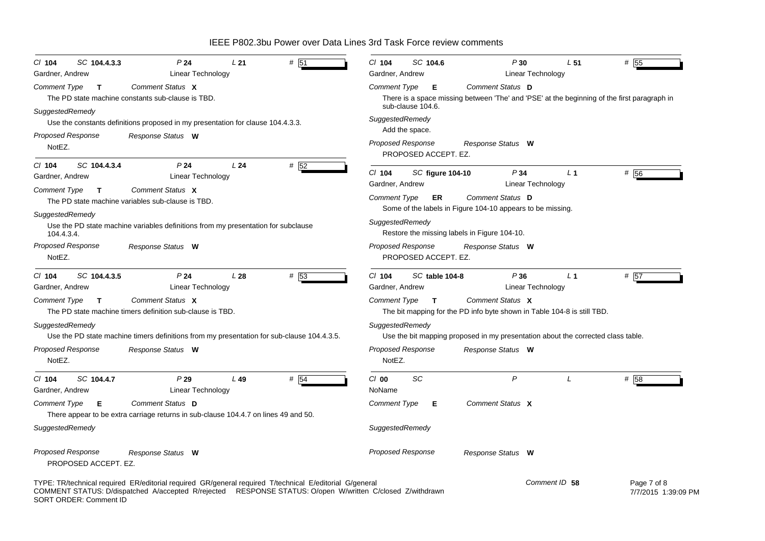# IEEE P802.3bu Power over Data Lines 3rd Task Force review comments

---

**Cl** 104 **SC** 104.4.3.3 **P** 24 **L** 21 **#** 51

Gardner, Andrew — Linear Technology

*Comment Type* **T** *Comment Status* **X**

The PD state machine constants sub-clause is TBD.

*SuggestedRemedy*

Use the constants definitions proposed in my presentation for clause 104.4.3.3.

*Proposed Response* *Response Status* **W**

NotEZ.

---

**Cl** 104 **SC** 104.4.3.4 **P** 24 **L** 24 **#** 52

Gardner, Andrew — Linear Technology

*Comment Type* **T** *Comment Status* **X**

The PD state machine variables sub-clause is TBD.

*SuggestedRemedy*

Use the PD state machine variables definitions from my presentation for subclause 104.4.3.4.

*Proposed Response* *Response Status* **W**

NotEZ.

---

**Cl** 104 **SC** 104.4.3.5 **P** 24 **L** 28 **#** 53

Gardner, Andrew — Linear Technology

*Comment Type* **T** *Comment Status* **X**

The PD state machine timers definition sub-clause is TBD.

*SuggestedRemedy*

Use the PD state machine timers definitions from my presentation for sub-clause 104.4.3.5.

*Proposed Response* *Response Status* **W**

NotEZ.

---

**Cl** 104 **SC** 104.4.7 **P** 29 **L** 49 **#** 54

Gardner, Andrew — Linear Technology

*Comment Type* **E** *Comment Status* **D**

There appear to be extra carriage returns in sub-clause 104.4.7 on lines 49 and 50.

*SuggestedRemedy*

*Proposed Response* *Response Status* **W**

PROPOSED ACCEPT. EZ.

---

**Cl** 104 **SC** 104.6 **P** 30 **L** 51 **#** 55

Gardner, Andrew — Linear Technology

*Comment Type* **E** *Comment Status* **D**

There is a space missing between 'The' and 'PSE' at the beginning of the first paragraph in sub-clause 104.6.

*SuggestedRemedy*

Add the space.

*Proposed Response* *Response Status* **W**

PROPOSED ACCEPT. EZ.

---

**Cl** 104 **SC** figure 104-10 **P** 34 **L** 1 **#** 56

Gardner, Andrew — Linear Technology

*Comment Type* **ER** *Comment Status* **D**

Some of the labels in Figure 104-10 appears to be missing.

*SuggestedRemedy*

Restore the missing labels in Figure 104-10.

*Proposed Response* *Response Status* **W**

PROPOSED ACCEPT. EZ.

---

**Cl** 104 **SC** table 104-8 **P** 36 **L** 1 **#** 57

Gardner, Andrew — Linear Technology

*Comment Type* **T** *Comment Status* **X**

The bit mapping for the PD info byte shown in Table 104-8 is still TBD.

*SuggestedRemedy*

Use the bit mapping proposed in my presentation about the corrected class table.

*Proposed Response* *Response Status* **W**

NotEZ.

---

**Cl** 00 **SC** **P** **L** **#** 58

NoName

*Comment Type* **E** *Comment Status* **X**

*SuggestedRemedy*

*Proposed Response* *Response Status* **W**

---

TYPE: TR/technical required ER/editorial required GR/general required T/technical E/editorial G/general
COMMENT STATUS: D/dispatched A/accepted R/rejected RESPONSE STATUS: O/open W/written C/closed Z/withdrawn
SORT ORDER: Comment ID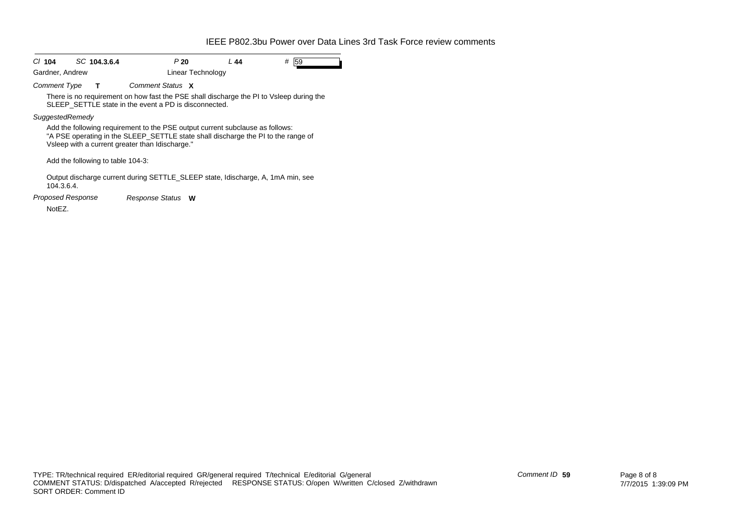*Cl* **104** *SC* **104.3.6.4** *P* **20** *L* **44** # 59

Gardner, Andrew Linear Technology

*Comment Type* **T** *Comment Status* **X**

There is no requirement on how fast the PSE shall discharge the PI to Vsleep during the SLEEP_SETTLE state in the event a PD is disconnected.

*SuggestedRemedy*

Add the following requirement to the PSE output current subclause as follows:
"A PSE operating in the SLEEP_SETTLE state shall discharge the PI to the range of Vsleep with a current greater than Idischarge."

Add the following to table 104-3:

Output discharge current during SETTLE_SLEEP state, Idischarge, A, 1mA min, see 104.3.6.4.

*Proposed Response* *Response Status* **W**

NotEZ.

TYPE: TR/technical required ER/editorial required GR/general required T/technical E/editorial G/general
COMMENT STATUS: D/dispatched A/accepted R/rejected RESPONSE STATUS: O/open W/written C/closed Z/withdrawn
SORT ORDER: Comment ID

*Comment ID* **59**